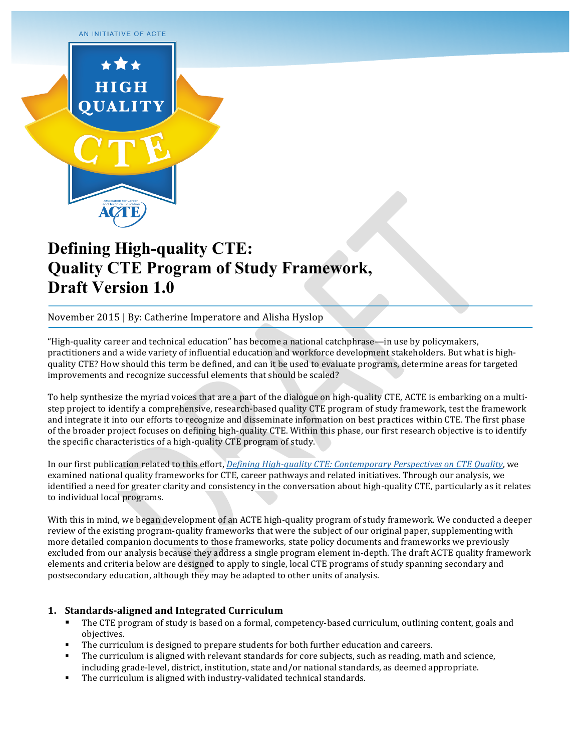AN INITIATIVE OF ACTE

# Defining High-quality CTE: Quality CTE Program of Study Framework, Draft Version 1.0

November 2015 | By: Catherine Imperatore and Alisha Hyslop

"High-quality career and technical education" has become a national catchphrase—in use by policymakers, practitioners and a wide variety of influential education and workforce development stakeholders. But what is high-quality CTE? How should this term be defined, and can it be used to evaluate programs, determine areas for targeted improvements and recognize successful elements that should be scaled?

To help synthesize the myriad voices that are a part of the dialogue on high-quality CTE, ACTE is embarking on a multi-step project to identify a comprehensive, research-based quality CTE program of study framework, test the framework and integrate it into our efforts to recognize and disseminate information on best practices within CTE. The first phase of the broader project focuses on defining high-quality CTE. Within this phase, our first research objective is to identify the specific characteristics of a high-quality CTE program of study.

In our first publication related to this effort, *Defining High-quality CTE: Contemporary Perspectives on CTE Quality*, we examined national quality frameworks for CTE, career pathways and related initiatives. Through our analysis, we identified a need for greater clarity and consistency in the conversation about high-quality CTE, particularly as it relates to individual local programs.

With this in mind, we began development of an ACTE high-quality program of study framework. We conducted a deeper review of the existing program-quality frameworks that were the subject of our original paper, supplementing with more detailed companion documents to those frameworks, state policy documents and frameworks we previously excluded from our analysis because they address a single program element in-depth. The draft ACTE quality framework elements and criteria below are designed to apply to single, local CTE programs of study spanning secondary and postsecondary education, although they may be adapted to other units of analysis.

## 1. Standards-aligned and Integrated Curriculum

- The CTE program of study is based on a formal, competency-based curriculum, outlining content, goals and objectives.
- The curriculum is designed to prepare students for both further education and careers.
- The curriculum is aligned with relevant standards for core subjects, such as reading, math and science, including grade-level, district, institution, state and/or national standards, as deemed appropriate.
- The curriculum is aligned with industry-validated technical standards.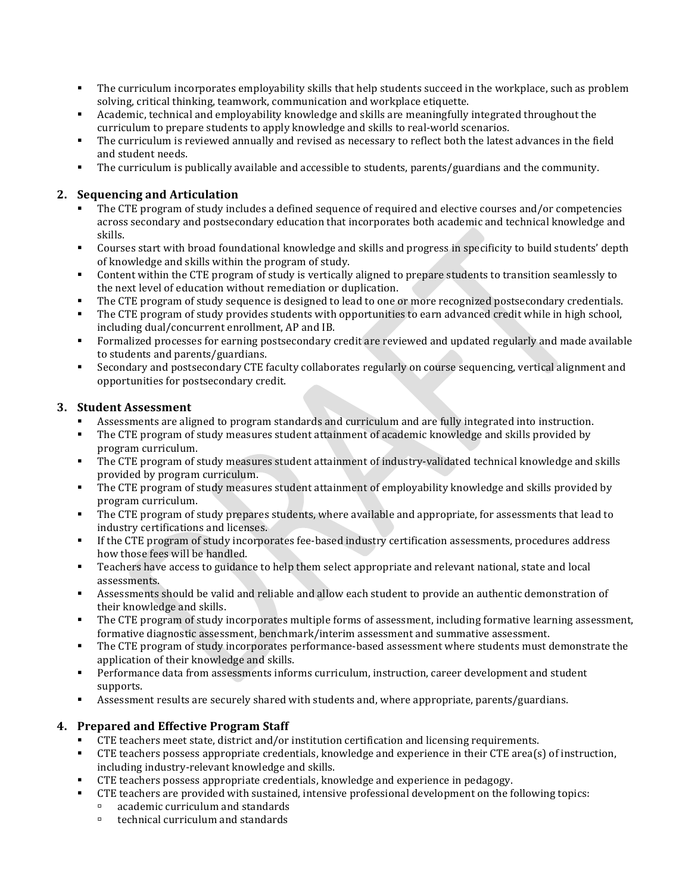- The curriculum incorporates employability skills that help students succeed in the workplace, such as problem solving, critical thinking, teamwork, communication and workplace etiquette.
- Academic, technical and employability knowledge and skills are meaningfully integrated throughout the curriculum to prepare students to apply knowledge and skills to real-world scenarios.
- The curriculum is reviewed annually and revised as necessary to reflect both the latest advances in the field and student needs.
- The curriculum is publically available and accessible to students, parents/guardians and the community.

## 2. Sequencing and Articulation

- The CTE program of study includes a defined sequence of required and elective courses and/or competencies across secondary and postsecondary education that incorporates both academic and technical knowledge and skills.
- Courses start with broad foundational knowledge and skills and progress in specificity to build students' depth of knowledge and skills within the program of study.
- Content within the CTE program of study is vertically aligned to prepare students to transition seamlessly to the next level of education without remediation or duplication.
- The CTE program of study sequence is designed to lead to one or more recognized postsecondary credentials.
- The CTE program of study provides students with opportunities to earn advanced credit while in high school, including dual/concurrent enrollment, AP and IB.
- Formalized processes for earning postsecondary credit are reviewed and updated regularly and made available to students and parents/guardians.
- Secondary and postsecondary CTE faculty collaborates regularly on course sequencing, vertical alignment and opportunities for postsecondary credit.

## 3. Student Assessment

- Assessments are aligned to program standards and curriculum and are fully integrated into instruction.
- The CTE program of study measures student attainment of academic knowledge and skills provided by program curriculum.
- The CTE program of study measures student attainment of industry-validated technical knowledge and skills provided by program curriculum.
- The CTE program of study measures student attainment of employability knowledge and skills provided by program curriculum.
- The CTE program of study prepares students, where available and appropriate, for assessments that lead to industry certifications and licenses.
- If the CTE program of study incorporates fee-based industry certification assessments, procedures address how those fees will be handled.
- Teachers have access to guidance to help them select appropriate and relevant national, state and local assessments.
- Assessments should be valid and reliable and allow each student to provide an authentic demonstration of their knowledge and skills.
- The CTE program of study incorporates multiple forms of assessment, including formative learning assessment, formative diagnostic assessment, benchmark/interim assessment and summative assessment.
- The CTE program of study incorporates performance-based assessment where students must demonstrate the application of their knowledge and skills.
- Performance data from assessments informs curriculum, instruction, career development and student supports.
- Assessment results are securely shared with students and, where appropriate, parents/guardians.

## 4. Prepared and Effective Program Staff

- CTE teachers meet state, district and/or institution certification and licensing requirements.
- CTE teachers possess appropriate credentials, knowledge and experience in their CTE area(s) of instruction, including industry-relevant knowledge and skills.
- CTE teachers possess appropriate credentials, knowledge and experience in pedagogy.
- CTE teachers are provided with sustained, intensive professional development on the following topics:
  - academic curriculum and standards
  - technical curriculum and standards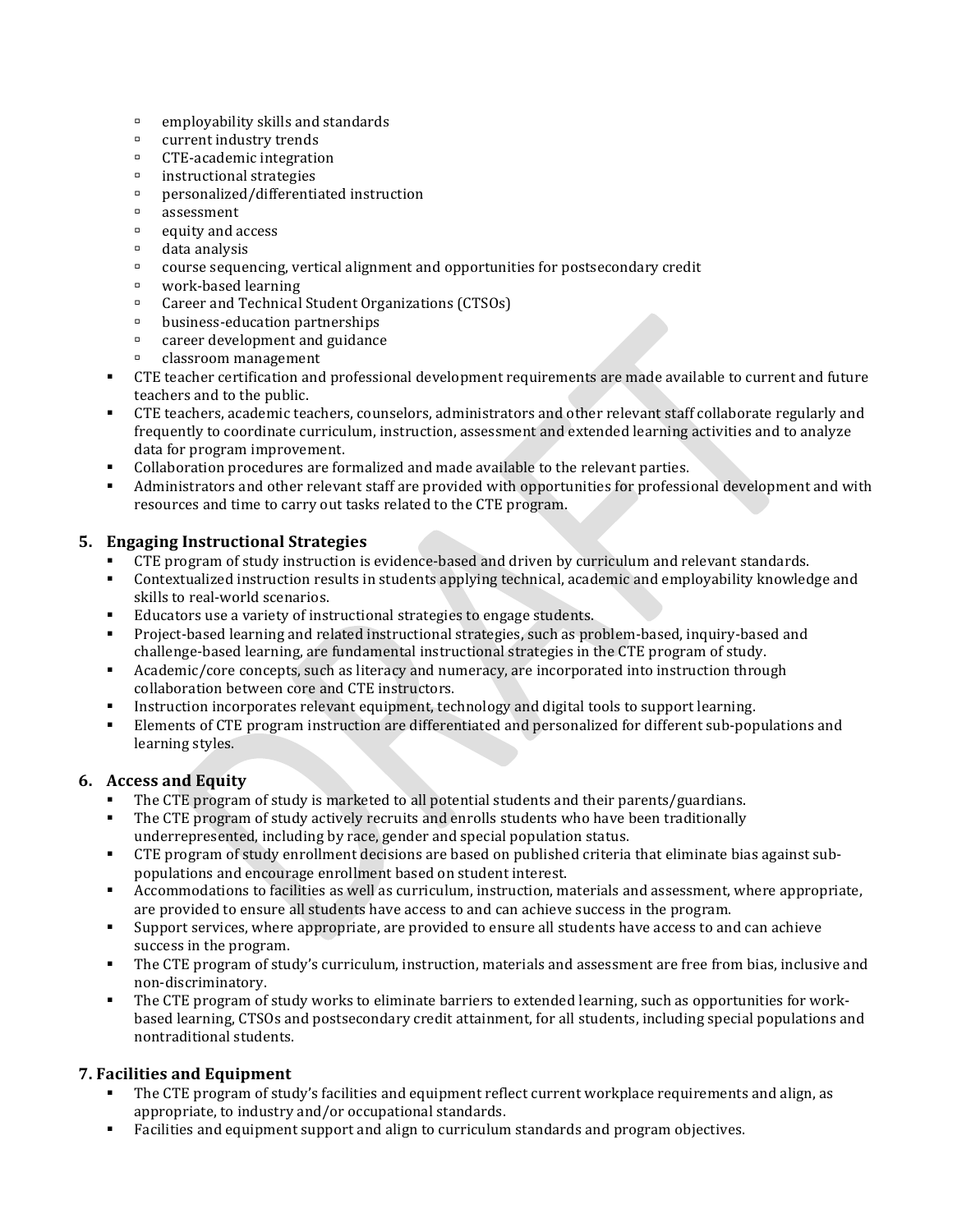- employability skills and standards
   - current industry trends
   - CTE-academic integration
   - instructional strategies
   - personalized/differentiated instruction
   - assessment
   - equity and access
   - data analysis
   - course sequencing, vertical alignment and opportunities for postsecondary credit
   - work-based learning
   - Career and Technical Student Organizations (CTSOs)
   - business-education partnerships
   - career development and guidance
   - classroom management
- CTE teacher certification and professional development requirements are made available to current and future teachers and to the public.
- CTE teachers, academic teachers, counselors, administrators and other relevant staff collaborate regularly and frequently to coordinate curriculum, instruction, assessment and extended learning activities and to analyze data for program improvement.
- Collaboration procedures are formalized and made available to the relevant parties.
- Administrators and other relevant staff are provided with opportunities for professional development and with resources and time to carry out tasks related to the CTE program.

### 5. Engaging Instructional Strategies

- CTE program of study instruction is evidence-based and driven by curriculum and relevant standards.
- Contextualized instruction results in students applying technical, academic and employability knowledge and skills to real-world scenarios.
- Educators use a variety of instructional strategies to engage students.
- Project-based learning and related instructional strategies, such as problem-based, inquiry-based and challenge-based learning, are fundamental instructional strategies in the CTE program of study.
- Academic/core concepts, such as literacy and numeracy, are incorporated into instruction through collaboration between core and CTE instructors.
- Instruction incorporates relevant equipment, technology and digital tools to support learning.
- Elements of CTE program instruction are differentiated and personalized for different sub-populations and learning styles.

### 6. Access and Equity

- The CTE program of study is marketed to all potential students and their parents/guardians.
- The CTE program of study actively recruits and enrolls students who have been traditionally underrepresented, including by race, gender and special population status.
- CTE program of study enrollment decisions are based on published criteria that eliminate bias against sub-populations and encourage enrollment based on student interest.
- Accommodations to facilities as well as curriculum, instruction, materials and assessment, where appropriate, are provided to ensure all students have access to and can achieve success in the program.
- Support services, where appropriate, are provided to ensure all students have access to and can achieve success in the program.
- The CTE program of study's curriculum, instruction, materials and assessment are free from bias, inclusive and non-discriminatory.
- The CTE program of study works to eliminate barriers to extended learning, such as opportunities for work-based learning, CTSOs and postsecondary credit attainment, for all students, including special populations and nontraditional students.

### 7. Facilities and Equipment

- The CTE program of study's facilities and equipment reflect current workplace requirements and align, as appropriate, to industry and/or occupational standards.
- Facilities and equipment support and align to curriculum standards and program objectives.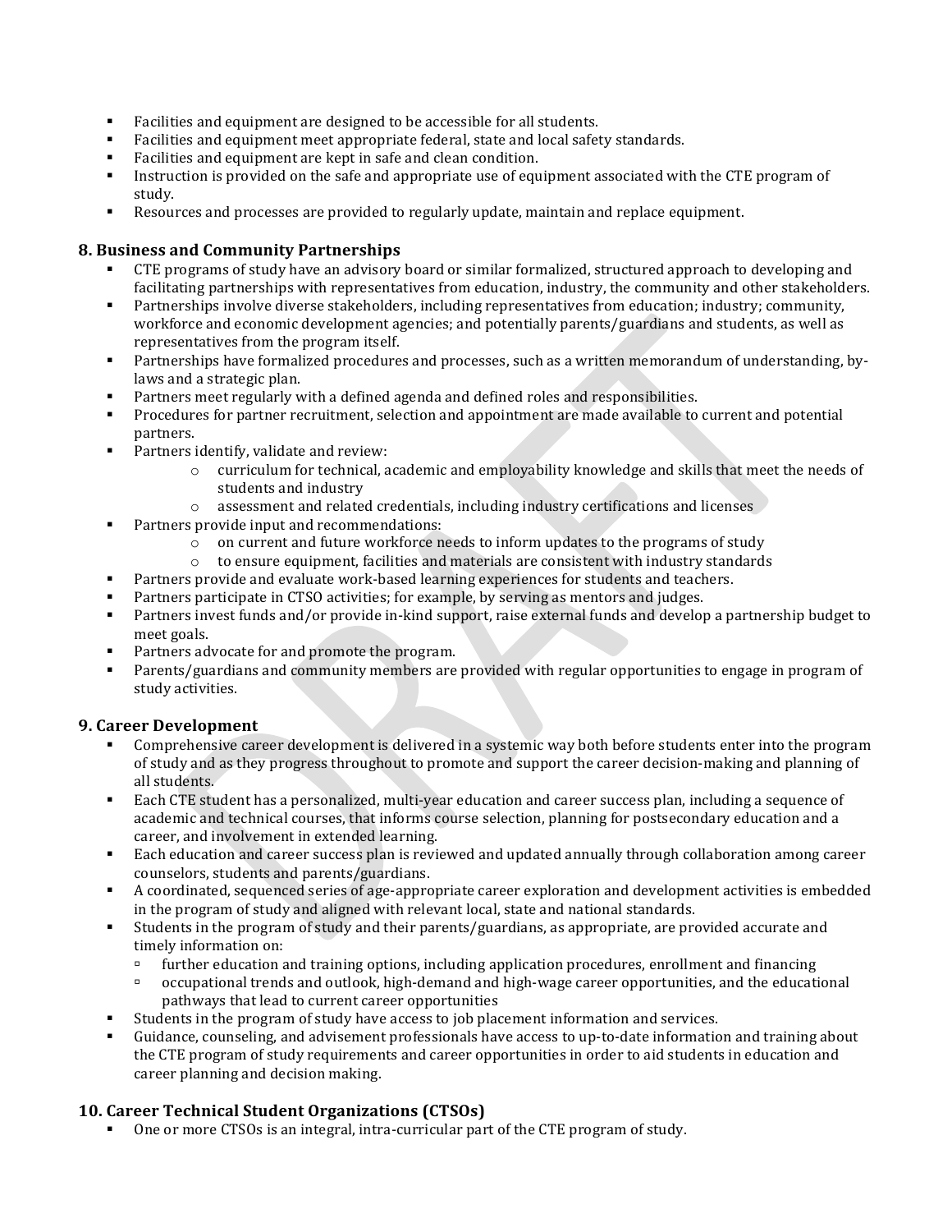- Facilities and equipment are designed to be accessible for all students.
- Facilities and equipment meet appropriate federal, state and local safety standards.
- Facilities and equipment are kept in safe and clean condition.
- Instruction is provided on the safe and appropriate use of equipment associated with the CTE program of study.
- Resources and processes are provided to regularly update, maintain and replace equipment.

## 8. Business and Community Partnerships

- CTE programs of study have an advisory board or similar formalized, structured approach to developing and facilitating partnerships with representatives from education, industry, the community and other stakeholders.
- Partnerships involve diverse stakeholders, including representatives from education; industry; community, workforce and economic development agencies; and potentially parents/guardians and students, as well as representatives from the program itself.
- Partnerships have formalized procedures and processes, such as a written memorandum of understanding, by-laws and a strategic plan.
- Partners meet regularly with a defined agenda and defined roles and responsibilities.
- Procedures for partner recruitment, selection and appointment are made available to current and potential partners.
- Partners identify, validate and review:
    - curriculum for technical, academic and employability knowledge and skills that meet the needs of students and industry
    - assessment and related credentials, including industry certifications and licenses
- Partners provide input and recommendations:
    - on current and future workforce needs to inform updates to the programs of study
    - to ensure equipment, facilities and materials are consistent with industry standards
- Partners provide and evaluate work-based learning experiences for students and teachers.
- Partners participate in CTSO activities; for example, by serving as mentors and judges.
- Partners invest funds and/or provide in-kind support, raise external funds and develop a partnership budget to meet goals.
- Partners advocate for and promote the program.
- Parents/guardians and community members are provided with regular opportunities to engage in program of study activities.

## 9. Career Development

- Comprehensive career development is delivered in a systemic way both before students enter into the program of study and as they progress throughout to promote and support the career decision-making and planning of all students.
- Each CTE student has a personalized, multi-year education and career success plan, including a sequence of academic and technical courses, that informs course selection, planning for postsecondary education and a career, and involvement in extended learning.
- Each education and career success plan is reviewed and updated annually through collaboration among career counselors, students and parents/guardians.
- A coordinated, sequenced series of age-appropriate career exploration and development activities is embedded in the program of study and aligned with relevant local, state and national standards.
- Students in the program of study and their parents/guardians, as appropriate, are provided accurate and timely information on:
    - further education and training options, including application procedures, enrollment and financing
    - occupational trends and outlook, high-demand and high-wage career opportunities, and the educational pathways that lead to current career opportunities
- Students in the program of study have access to job placement information and services.
- Guidance, counseling, and advisement professionals have access to up-to-date information and training about the CTE program of study requirements and career opportunities in order to aid students in education and career planning and decision making.

## 10. Career Technical Student Organizations (CTSOs)

- One or more CTSOs is an integral, intra-curricular part of the CTE program of study.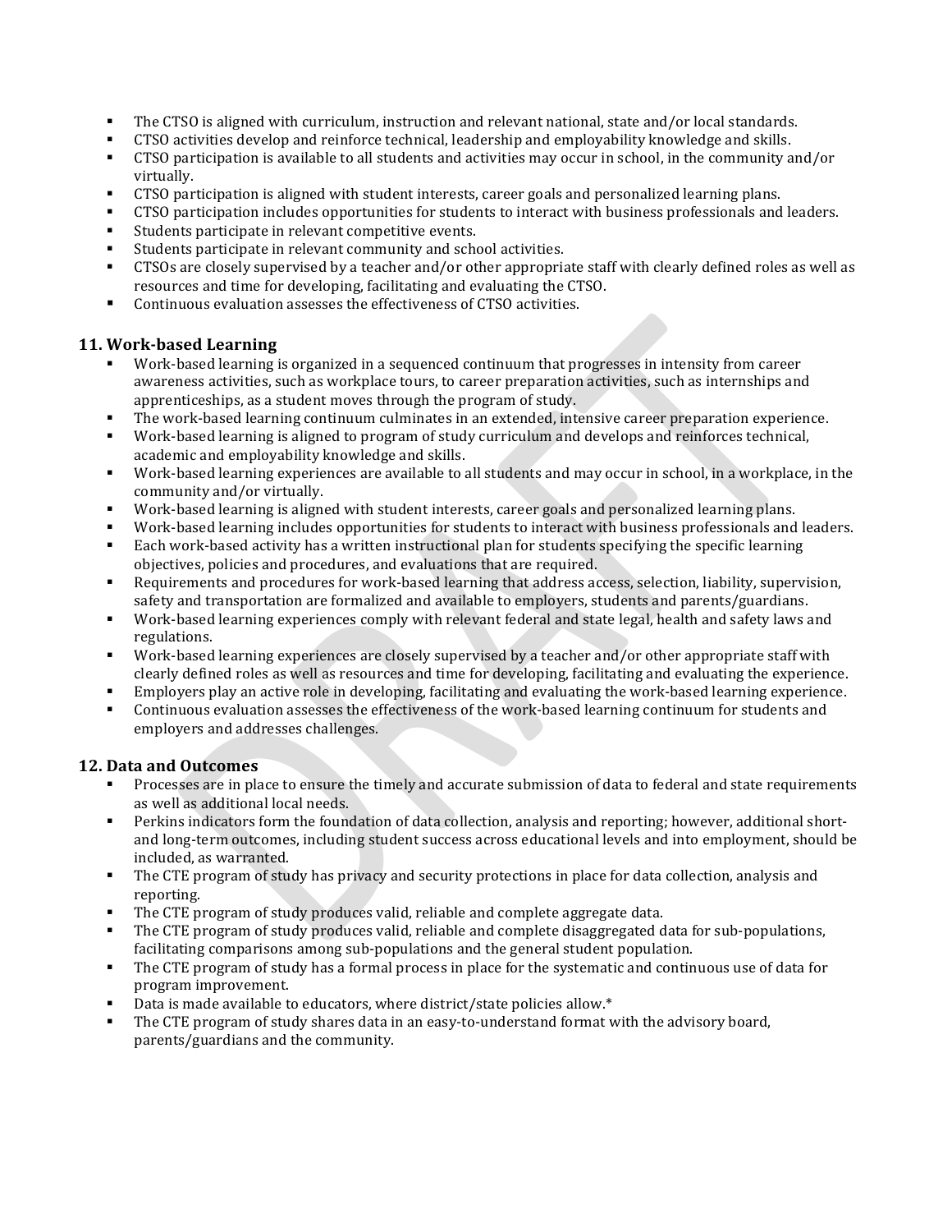- The CTSO is aligned with curriculum, instruction and relevant national, state and/or local standards.
- CTSO activities develop and reinforce technical, leadership and employability knowledge and skills.
- CTSO participation is available to all students and activities may occur in school, in the community and/or virtually.
- CTSO participation is aligned with student interests, career goals and personalized learning plans.
- CTSO participation includes opportunities for students to interact with business professionals and leaders.
- Students participate in relevant competitive events.
- Students participate in relevant community and school activities.
- CTSOs are closely supervised by a teacher and/or other appropriate staff with clearly defined roles as well as resources and time for developing, facilitating and evaluating the CTSO.
- Continuous evaluation assesses the effectiveness of CTSO activities.

## 11. Work-based Learning

- Work-based learning is organized in a sequenced continuum that progresses in intensity from career awareness activities, such as workplace tours, to career preparation activities, such as internships and apprenticeships, as a student moves through the program of study.
- The work-based learning continuum culminates in an extended, intensive career preparation experience.
- Work-based learning is aligned to program of study curriculum and develops and reinforces technical, academic and employability knowledge and skills.
- Work-based learning experiences are available to all students and may occur in school, in a workplace, in the community and/or virtually.
- Work-based learning is aligned with student interests, career goals and personalized learning plans.
- Work-based learning includes opportunities for students to interact with business professionals and leaders.
- Each work-based activity has a written instructional plan for students specifying the specific learning objectives, policies and procedures, and evaluations that are required.
- Requirements and procedures for work-based learning that address access, selection, liability, supervision, safety and transportation are formalized and available to employers, students and parents/guardians.
- Work-based learning experiences comply with relevant federal and state legal, health and safety laws and regulations.
- Work-based learning experiences are closely supervised by a teacher and/or other appropriate staff with clearly defined roles as well as resources and time for developing, facilitating and evaluating the experience.
- Employers play an active role in developing, facilitating and evaluating the work-based learning experience.
- Continuous evaluation assesses the effectiveness of the work-based learning continuum for students and employers and addresses challenges.

## 12. Data and Outcomes

- Processes are in place to ensure the timely and accurate submission of data to federal and state requirements as well as additional local needs.
- Perkins indicators form the foundation of data collection, analysis and reporting; however, additional short- and long-term outcomes, including student success across educational levels and into employment, should be included, as warranted.
- The CTE program of study has privacy and security protections in place for data collection, analysis and reporting.
- The CTE program of study produces valid, reliable and complete aggregate data.
- The CTE program of study produces valid, reliable and complete disaggregated data for sub-populations, facilitating comparisons among sub-populations and the general student population.
- The CTE program of study has a formal process in place for the systematic and continuous use of data for program improvement.
- Data is made available to educators, where district/state policies allow.*
- The CTE program of study shares data in an easy-to-understand format with the advisory board, parents/guardians and the community.